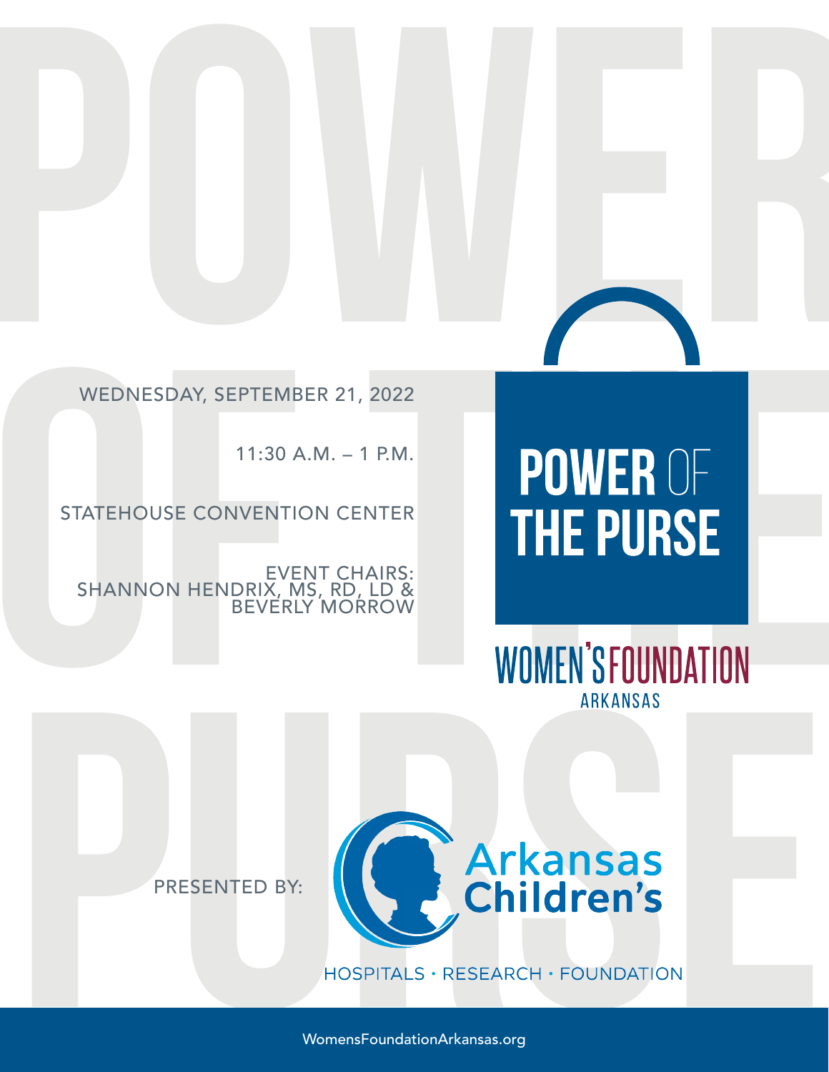# POWER OF THE PURSE

WEDNESDAY, SEPTEMBER 21, 2022

11:30 A.M. – 1 P.M.

STATEHOUSE CONVENTION CENTER

EVENT CHAIRS:
SHANNON HENDRIX, MS, RD, LD &
BEVERLY MORROW

WOMEN'S FOUNDATION
ARKANSAS

PRESENTED BY:

Arkansas Children's

HOSPITALS · RESEARCH · FOUNDATION

WomensFoundationArkansas.org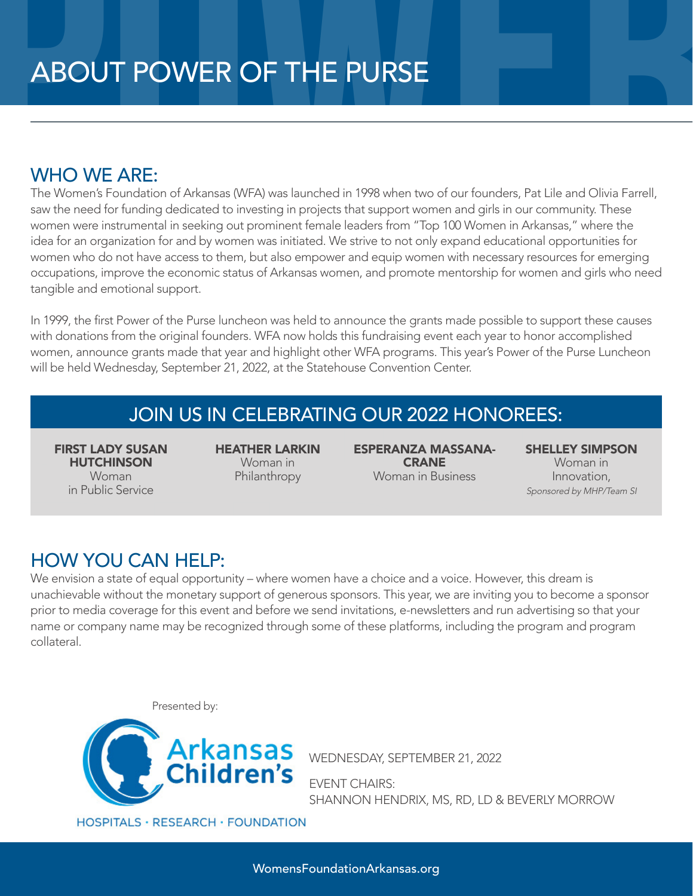# ABOUT POWER OF THE PURSE

## WHO WE ARE:

The Women's Foundation of Arkansas (WFA) was launched in 1998 when two of our founders, Pat Lile and Olivia Farrell, saw the need for funding dedicated to investing in projects that support women and girls in our community. These women were instrumental in seeking out prominent female leaders from "Top 100 Women in Arkansas," where the idea for an organization for and by women was initiated. We strive to not only expand educational opportunities for women who do not have access to them, but also empower and equip women with necessary resources for emerging occupations, improve the economic status of Arkansas women, and promote mentorship for women and girls who need tangible and emotional support.

In 1999, the first Power of the Purse luncheon was held to announce the grants made possible to support these causes with donations from the original founders. WFA now holds this fundraising event each year to honor accomplished women, announce grants made that year and highlight other WFA programs. This year's Power of the Purse Luncheon will be held Wednesday, September 21, 2022, at the Statehouse Convention Center.

## JOIN US IN CELEBRATING OUR 2022 HONOREES:

**FIRST LADY SUSAN HUTCHINSON**
Woman in Public Service

**HEATHER LARKIN**
Woman in Philanthropy

**ESPERANZA MASSANA-CRANE**
Woman in Business

**SHELLEY SIMPSON**
Woman in Innovation,
*Sponsored by MHP/Team SI*

## HOW YOU CAN HELP:

We envision a state of equal opportunity – where women have a choice and a voice. However, this dream is unachievable without the monetary support of generous sponsors. This year, we are inviting you to become a sponsor prior to media coverage for this event and before we send invitations, e-newsletters and run advertising so that your name or company name may be recognized through some of these platforms, including the program and program collateral.

Presented by:

Arkansas Children's
HOSPITALS · RESEARCH · FOUNDATION

WEDNESDAY, SEPTEMBER 21, 2022

EVENT CHAIRS:
SHANNON HENDRIX, MS, RD, LD & BEVERLY MORROW

WomensFoundationArkansas.org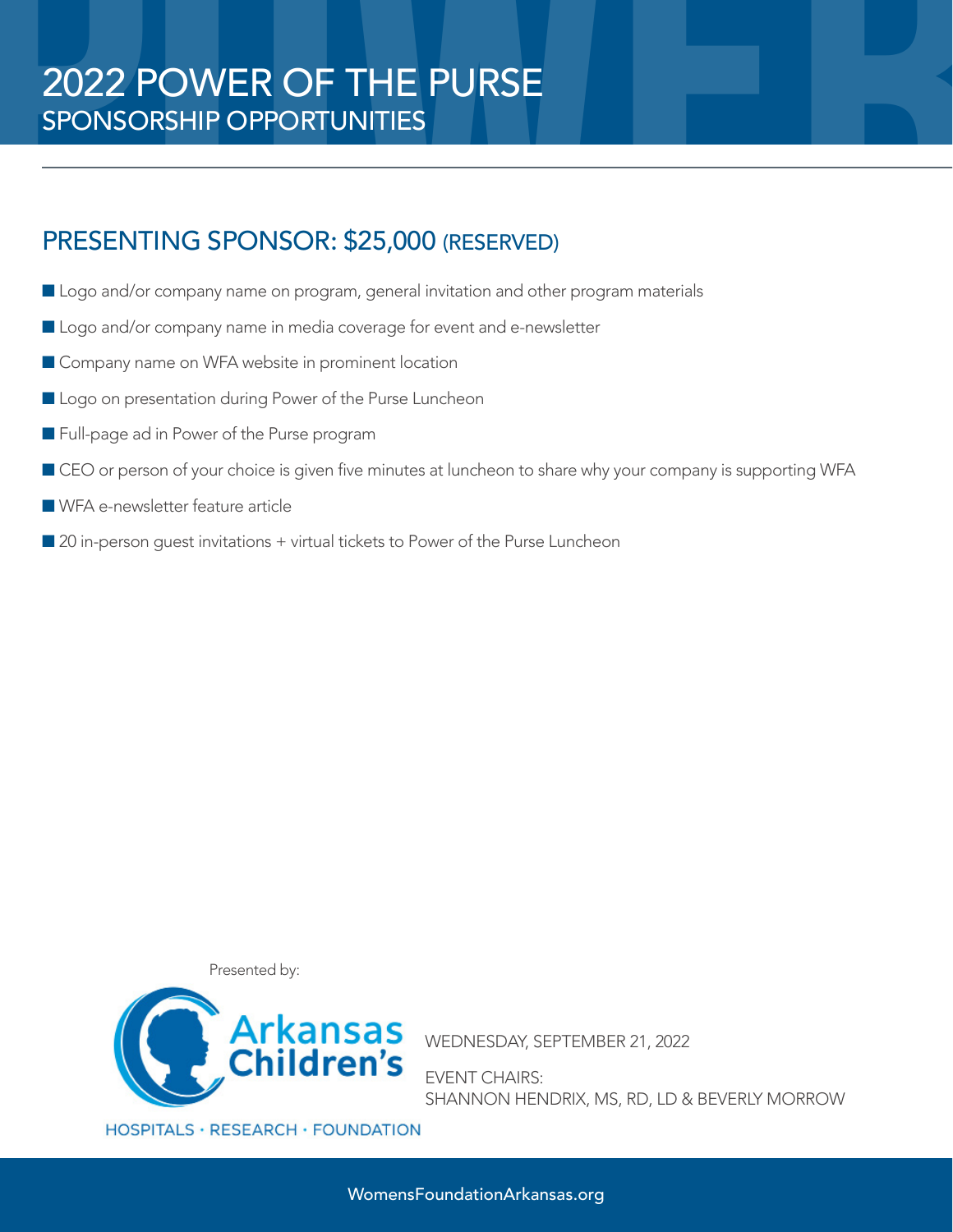# 2022 POWER OF THE PURSE

## SPONSORSHIP OPPORTUNITIES

## PRESENTING SPONSOR: $25,000 (RESERVED)

- Logo and/or company name on program, general invitation and other program materials
- Logo and/or company name in media coverage for event and e-newsletter
- Company name on WFA website in prominent location
- Logo on presentation during Power of the Purse Luncheon
- Full-page ad in Power of the Purse program
- CEO or person of your choice is given five minutes at luncheon to share why your company is supporting WFA
- WFA e-newsletter feature article
- 20 in-person guest invitations + virtual tickets to Power of the Purse Luncheon

Presented by:

Arkansas Children's

HOSPITALS · RESEARCH · FOUNDATION

WEDNESDAY, SEPTEMBER 21, 2022

EVENT CHAIRS:
SHANNON HENDRIX, MS, RD, LD & BEVERLY MORROW

WomensFoundationArkansas.org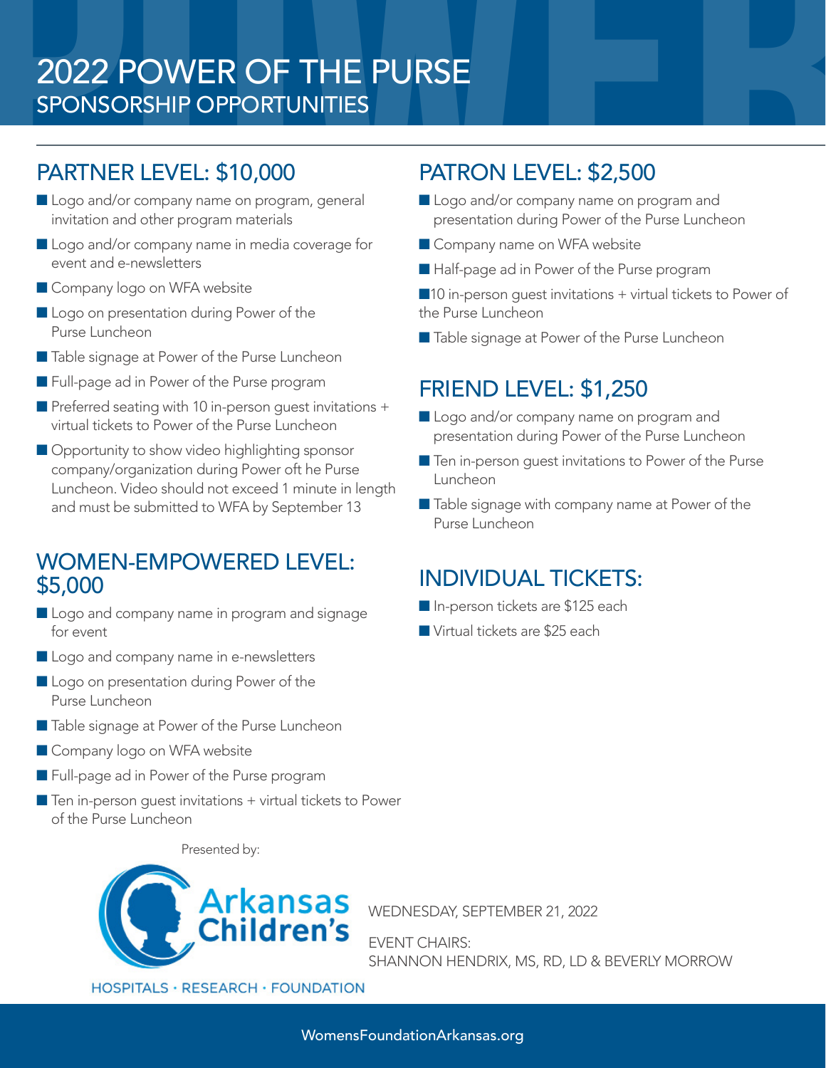# 2022 POWER OF THE PURSE

## SPONSORSHIP OPPORTUNITIES

## PARTNER LEVEL: $10,000

- Logo and/or company name on program, general invitation and other program materials
- Logo and/or company name in media coverage for event and e-newsletters
- Company logo on WFA website
- Logo on presentation during Power of the Purse Luncheon
- Table signage at Power of the Purse Luncheon
- Full-page ad in Power of the Purse program
- Preferred seating with 10 in-person guest invitations + virtual tickets to Power of the Purse Luncheon
- Opportunity to show video highlighting sponsor company/organization during Power oft he Purse Luncheon. Video should not exceed 1 minute in length and must be submitted to WFA by September 13

## WOMEN-EMPOWERED LEVEL: $5,000

- Logo and company name in program and signage for event
- Logo and company name in e-newsletters
- Logo on presentation during Power of the Purse Luncheon
- Table signage at Power of the Purse Luncheon
- Company logo on WFA website
- Full-page ad in Power of the Purse program
- Ten in-person guest invitations + virtual tickets to Power of the Purse Luncheon

## PATRON LEVEL: $2,500

- Logo and/or company name on program and presentation during Power of the Purse Luncheon
- Company name on WFA website
- Half-page ad in Power of the Purse program
- 10 in-person guest invitations + virtual tickets to Power of the Purse Luncheon
- Table signage at Power of the Purse Luncheon

## FRIEND LEVEL: $1,250

- Logo and/or company name on program and presentation during Power of the Purse Luncheon
- Ten in-person guest invitations to Power of the Purse Luncheon
- Table signage with company name at Power of the Purse Luncheon

## INDIVIDUAL TICKETS:

- In-person tickets are $125 each
- Virtual tickets are $25 each

Presented by:

Arkansas Children's

HOSPITALS · RESEARCH · FOUNDATION

WEDNESDAY, SEPTEMBER 21, 2022

EVENT CHAIRS:
SHANNON HENDRIX, MS, RD, LD & BEVERLY MORROW

WomensFoundationArkansas.org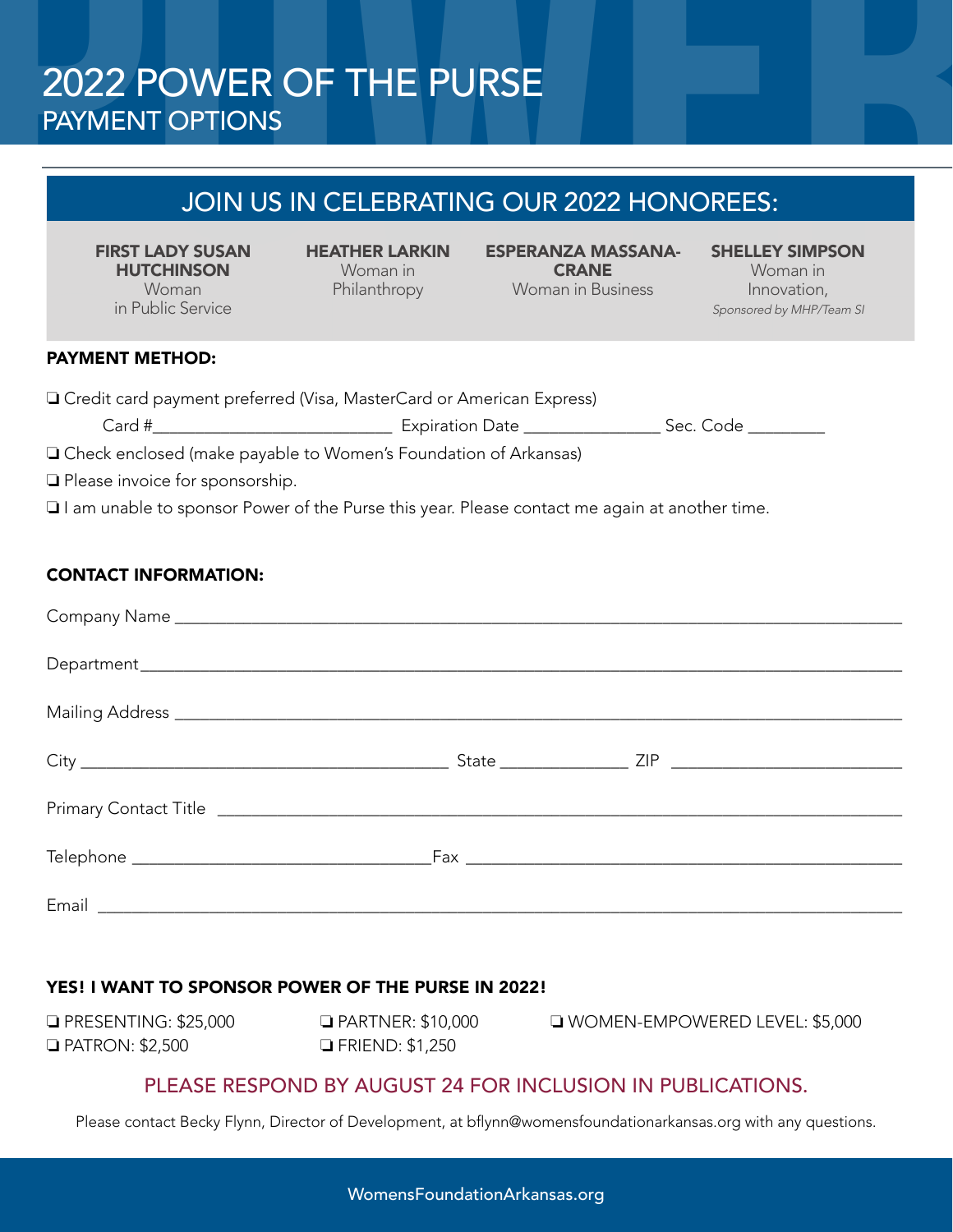# 2022 POWER OF THE PURSE

## PAYMENT OPTIONS

## JOIN US IN CELEBRATING OUR 2022 HONOREES:

**FIRST LADY SUSAN HUTCHINSON**
Woman in Public Service

**HEATHER LARKIN**
Woman in Philanthropy

**ESPERANZA MASSANA-CRANE**
Woman in Business

**SHELLEY SIMPSON**
Woman in Innovation,
*Sponsored by MHP/Team SI*

**PAYMENT METHOD:**

❏ Credit card payment preferred (Visa, MasterCard or American Express)

Card #__________________________ Expiration Date _______________ Sec. Code ________

❏ Check enclosed (make payable to Women's Foundation of Arkansas)

❏ Please invoice for sponsorship.

❏ I am unable to sponsor Power of the Purse this year. Please contact me again at another time.

**CONTACT INFORMATION:**

Company Name ________________________________________________

Department ________________________________________________

Mailing Address ________________________________________________

City ________________________ State ______________ ZIP ________________________

Primary Contact Title ________________________________________________

Telephone ________________________ Fax ________________________

Email ________________________________________________

**YES! I WANT TO SPONSOR POWER OF THE PURSE IN 2022!**

❏ PRESENTING: $25,000
❏ PARTNER: $10,000
❏ WOMEN-EMPOWERED LEVEL: $5,000
❏ PATRON: $2,500
❏ FRIEND: $1,250

PLEASE RESPOND BY AUGUST 24 FOR INCLUSION IN PUBLICATIONS.

Please contact Becky Flynn, Director of Development, at bflynn@womensfoundationarkansas.org with any questions.

WomensFoundationArkansas.org